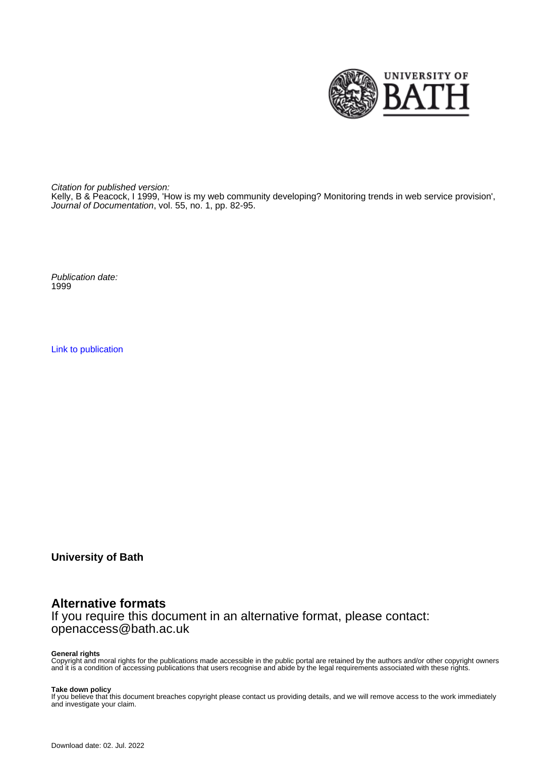*Citation for published version:*
Kelly, B & Peacock, I 1999, 'How is my web community developing? Monitoring trends in web service provision', *Journal of Documentation*, vol. 55, no. 1, pp. 82-95.

*Publication date:*
1999

Link to publication

**University of Bath**

## Alternative formats

If you require this document in an alternative format, please contact:
openaccess@bath.ac.uk

**General rights**
Copyright and moral rights for the publications made accessible in the public portal are retained by the authors and/or other copyright owners and it is a condition of accessing publications that users recognise and abide by the legal requirements associated with these rights.

**Take down policy**
If you believe that this document breaches copyright please contact us providing details, and we will remove access to the work immediately and investigate your claim.

Download date: 02. Jul. 2022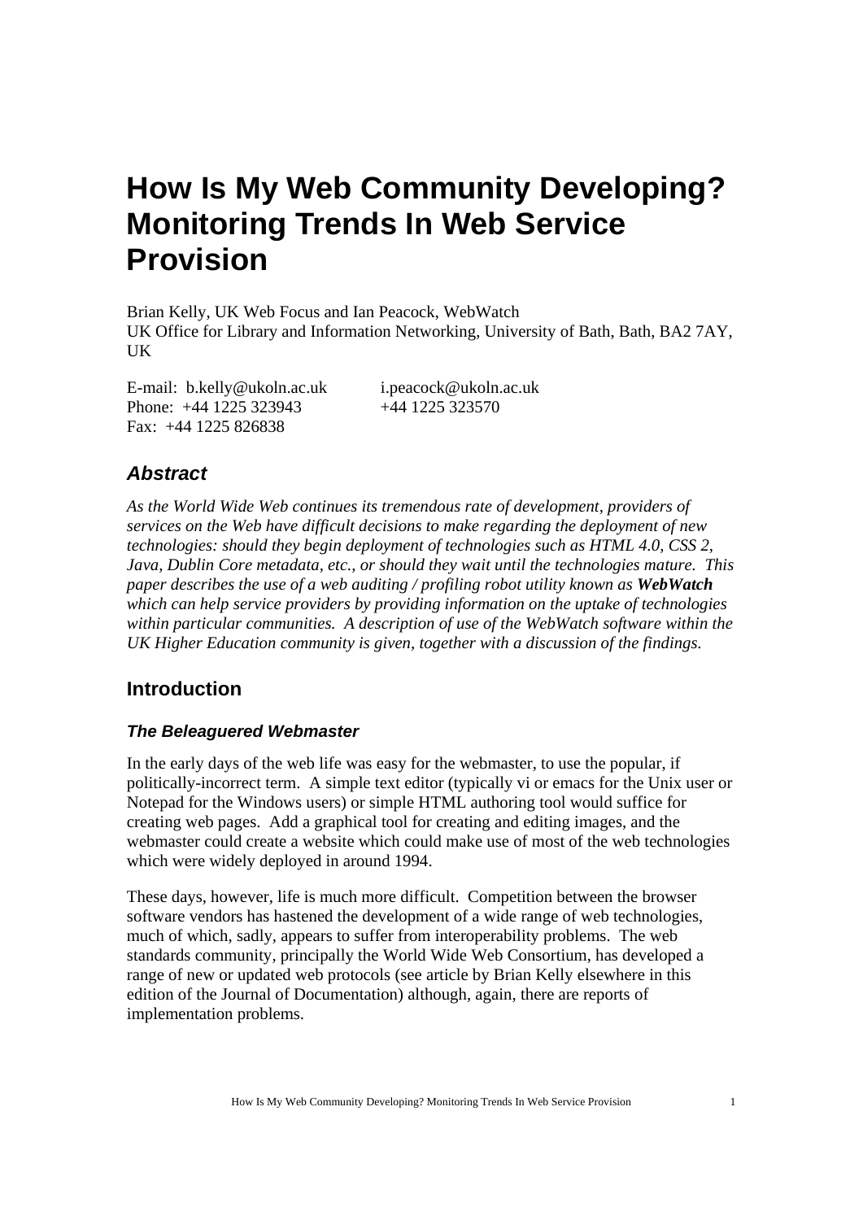# How Is My Web Community Developing? Monitoring Trends In Web Service Provision

Brian Kelly, UK Web Focus and Ian Peacock, WebWatch
UK Office for Library and Information Networking, University of Bath, Bath, BA2 7AY, UK

E-mail: b.kelly@ukoln.ac.uk i.peacock@ukoln.ac.uk
Phone: +44 1225 323943 +44 1225 323570
Fax: +44 1225 826838

### *Abstract*

*As the World Wide Web continues its tremendous rate of development, providers of services on the Web have difficult decisions to make regarding the deployment of new technologies: should they begin deployment of technologies such as HTML 4.0, CSS 2, Java, Dublin Core metadata, etc., or should they wait until the technologies mature. This paper describes the use of a web auditing / profiling robot utility known as **WebWatch** which can help service providers by providing information on the uptake of technologies within particular communities. A description of use of the WebWatch software within the UK Higher Education community is given, together with a discussion of the findings.*

## Introduction

### *The Beleaguered Webmaster*

In the early days of the web life was easy for the webmaster, to use the popular, if politically-incorrect term. A simple text editor (typically vi or emacs for the Unix user or Notepad for the Windows users) or simple HTML authoring tool would suffice for creating web pages. Add a graphical tool for creating and editing images, and the webmaster could create a website which could make use of most of the web technologies which were widely deployed in around 1994.

These days, however, life is much more difficult. Competition between the browser software vendors has hastened the development of a wide range of web technologies, much of which, sadly, appears to suffer from interoperability problems. The web standards community, principally the World Wide Web Consortium, has developed a range of new or updated web protocols (see article by Brian Kelly elsewhere in this edition of the Journal of Documentation) although, again, there are reports of implementation problems.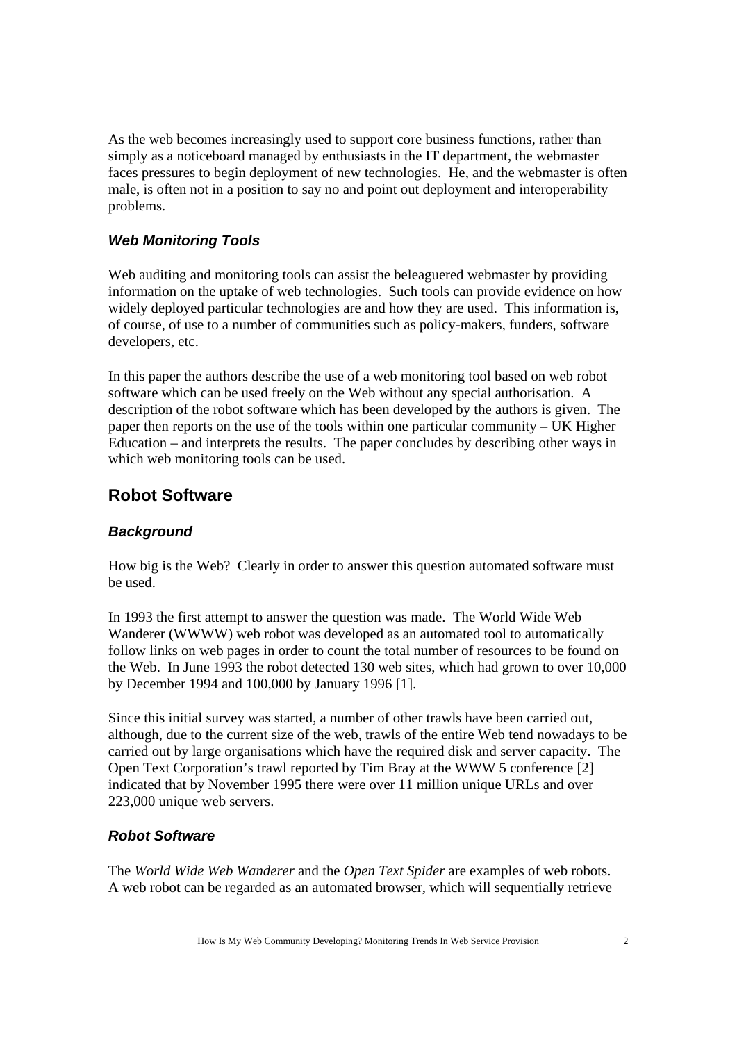As the web becomes increasingly used to support core business functions, rather than simply as a noticeboard managed by enthusiasts in the IT department, the webmaster faces pressures to begin deployment of new technologies. He, and the webmaster is often male, is often not in a position to say no and point out deployment and interoperability problems.

### *Web Monitoring Tools*

Web auditing and monitoring tools can assist the beleaguered webmaster by providing information on the uptake of web technologies. Such tools can provide evidence on how widely deployed particular technologies are and how they are used. This information is, of course, of use to a number of communities such as policy-makers, funders, software developers, etc.

In this paper the authors describe the use of a web monitoring tool based on web robot software which can be used freely on the Web without any special authorisation. A description of the robot software which has been developed by the authors is given. The paper then reports on the use of the tools within one particular community – UK Higher Education – and interprets the results. The paper concludes by describing other ways in which web monitoring tools can be used.

## Robot Software

### *Background*

How big is the Web? Clearly in order to answer this question automated software must be used.

In 1993 the first attempt to answer the question was made. The World Wide Web Wanderer (WWWW) web robot was developed as an automated tool to automatically follow links on web pages in order to count the total number of resources to be found on the Web. In June 1993 the robot detected 130 web sites, which had grown to over 10,000 by December 1994 and 100,000 by January 1996 [1].

Since this initial survey was started, a number of other trawls have been carried out, although, due to the current size of the web, trawls of the entire Web tend nowadays to be carried out by large organisations which have the required disk and server capacity. The Open Text Corporation's trawl reported by Tim Bray at the WWW 5 conference [2] indicated that by November 1995 there were over 11 million unique URLs and over 223,000 unique web servers.

### *Robot Software*

The *World Wide Web Wanderer* and the *Open Text Spider* are examples of web robots. A web robot can be regarded as an automated browser, which will sequentially retrieve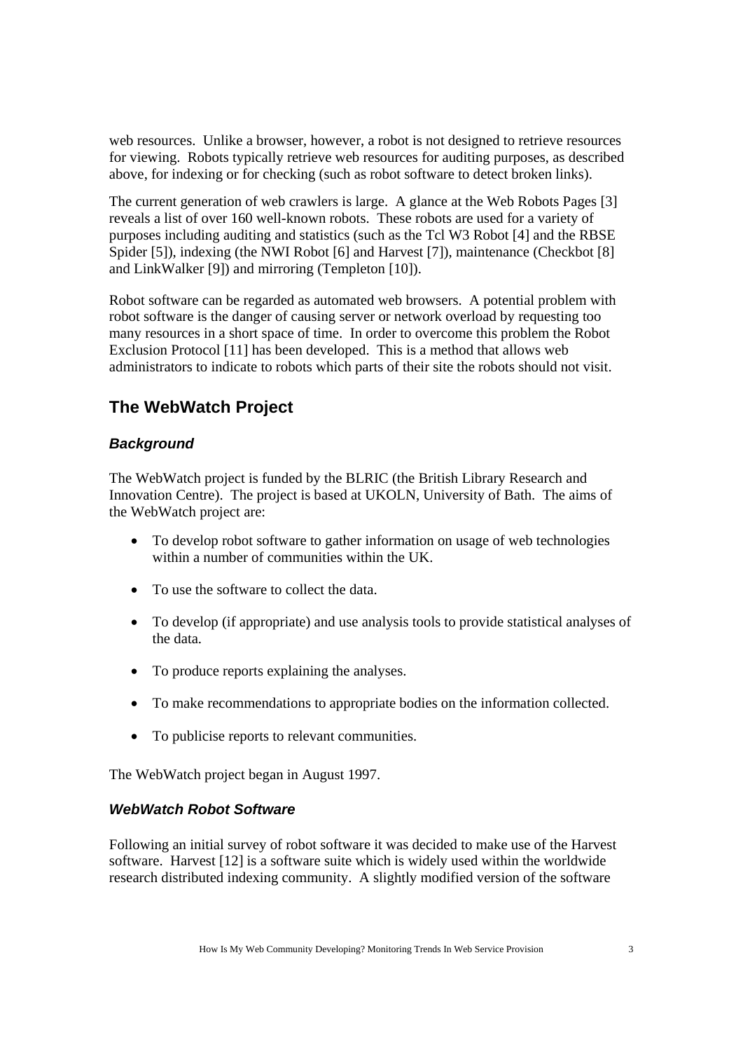web resources. Unlike a browser, however, a robot is not designed to retrieve resources for viewing. Robots typically retrieve web resources for auditing purposes, as described above, for indexing or for checking (such as robot software to detect broken links).

The current generation of web crawlers is large. A glance at the Web Robots Pages [3] reveals a list of over 160 well-known robots. These robots are used for a variety of purposes including auditing and statistics (such as the Tcl W3 Robot [4] and the RBSE Spider [5]), indexing (the NWI Robot [6] and Harvest [7]), maintenance (Checkbot [8] and LinkWalker [9]) and mirroring (Templeton [10]).

Robot software can be regarded as automated web browsers. A potential problem with robot software is the danger of causing server or network overload by requesting too many resources in a short space of time. In order to overcome this problem the Robot Exclusion Protocol [11] has been developed. This is a method that allows web administrators to indicate to robots which parts of their site the robots should not visit.

## The WebWatch Project

### *Background*

The WebWatch project is funded by the BLRIC (the British Library Research and Innovation Centre). The project is based at UKOLN, University of Bath. The aims of the WebWatch project are:

- To develop robot software to gather information on usage of web technologies within a number of communities within the UK.
- To use the software to collect the data.
- To develop (if appropriate) and use analysis tools to provide statistical analyses of the data.
- To produce reports explaining the analyses.
- To make recommendations to appropriate bodies on the information collected.
- To publicise reports to relevant communities.

The WebWatch project began in August 1997.

### *WebWatch Robot Software*

Following an initial survey of robot software it was decided to make use of the Harvest software. Harvest [12] is a software suite which is widely used within the worldwide research distributed indexing community. A slightly modified version of the software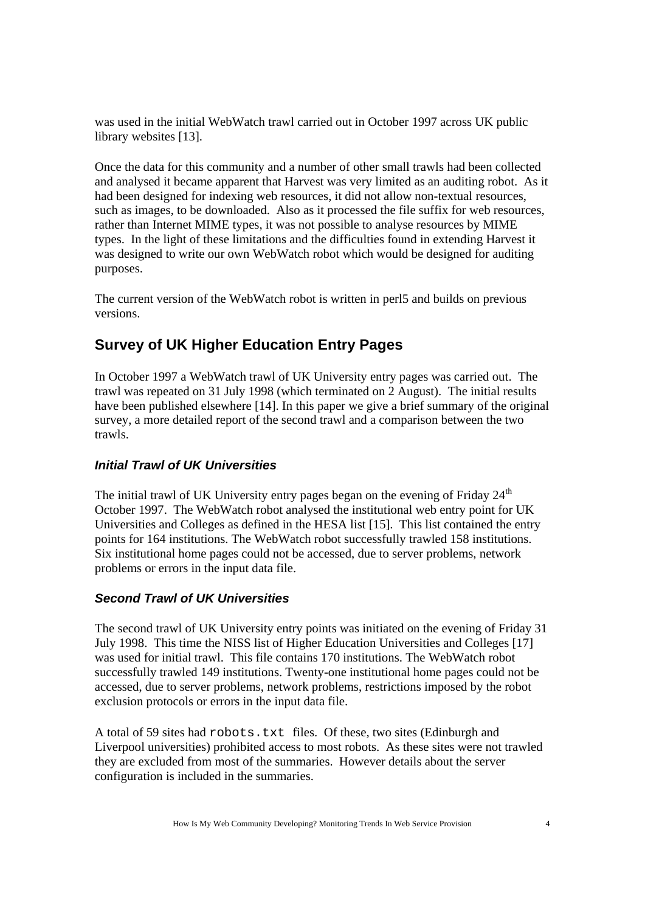was used in the initial WebWatch trawl carried out in October 1997 across UK public library websites [13].

Once the data for this community and a number of other small trawls had been collected and analysed it became apparent that Harvest was very limited as an auditing robot. As it had been designed for indexing web resources, it did not allow non-textual resources, such as images, to be downloaded. Also as it processed the file suffix for web resources, rather than Internet MIME types, it was not possible to analyse resources by MIME types. In the light of these limitations and the difficulties found in extending Harvest it was designed to write our own WebWatch robot which would be designed for auditing purposes.

The current version of the WebWatch robot is written in perl5 and builds on previous versions.

## Survey of UK Higher Education Entry Pages

In October 1997 a WebWatch trawl of UK University entry pages was carried out. The trawl was repeated on 31 July 1998 (which terminated on 2 August). The initial results have been published elsewhere [14]. In this paper we give a brief summary of the original survey, a more detailed report of the second trawl and a comparison between the two trawls.

### *Initial Trawl of UK Universities*

The initial trawl of UK University entry pages began on the evening of Friday 24th October 1997. The WebWatch robot analysed the institutional web entry point for UK Universities and Colleges as defined in the HESA list [15]. This list contained the entry points for 164 institutions. The WebWatch robot successfully trawled 158 institutions. Six institutional home pages could not be accessed, due to server problems, network problems or errors in the input data file.

### *Second Trawl of UK Universities*

The second trawl of UK University entry points was initiated on the evening of Friday 31 July 1998. This time the NISS list of Higher Education Universities and Colleges [17] was used for initial trawl. This file contains 170 institutions. The WebWatch robot successfully trawled 149 institutions. Twenty-one institutional home pages could not be accessed, due to server problems, network problems, restrictions imposed by the robot exclusion protocols or errors in the input data file.

A total of 59 sites had `robots.txt` files. Of these, two sites (Edinburgh and Liverpool universities) prohibited access to most robots. As these sites were not trawled they are excluded from most of the summaries. However details about the server configuration is included in the summaries.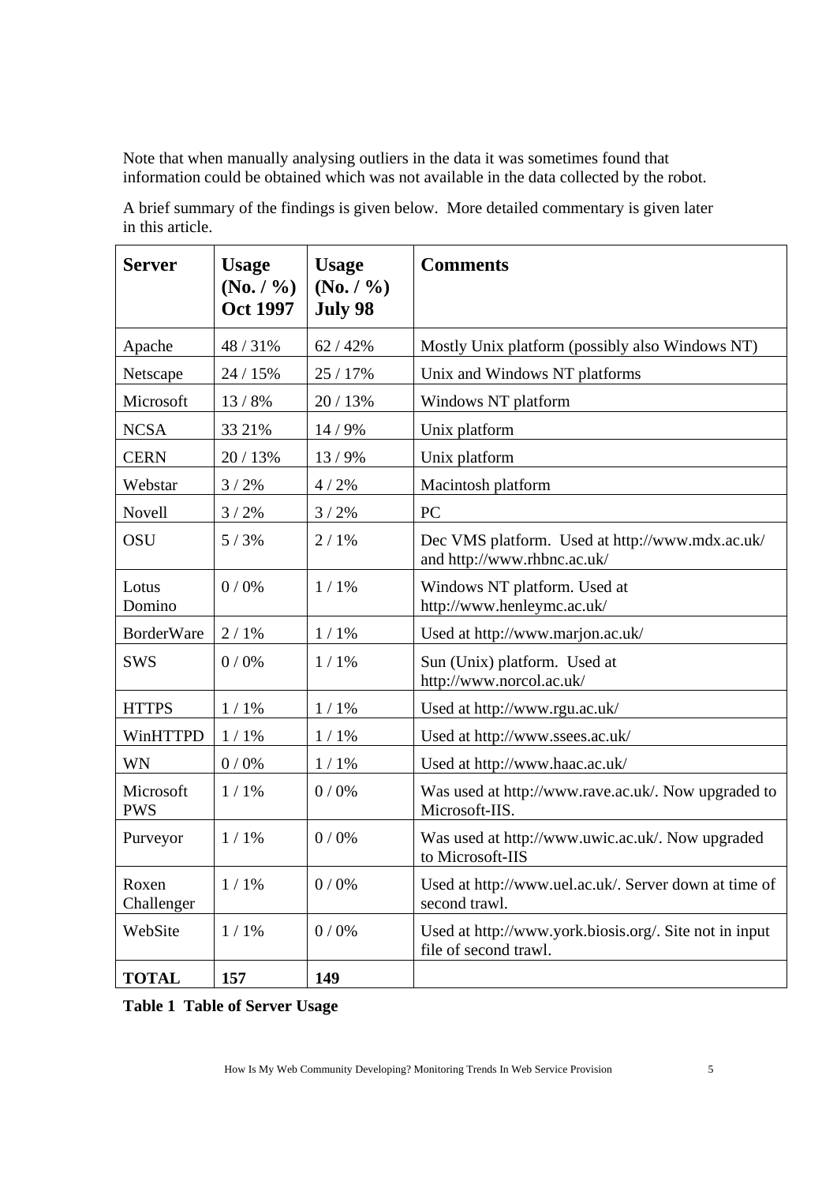Note that when manually analysing outliers in the data it was sometimes found that information could be obtained which was not available in the data collected by the robot.

A brief summary of the findings is given below. More detailed commentary is given later in this article.

| **Server** | **Usage (No. / %) Oct 1997** | **Usage (No. / %) July 98** | **Comments** |
|---|---|---|---|
| Apache | 48 / 31% | 62 / 42% | Mostly Unix platform (possibly also Windows NT) |
| Netscape | 24 / 15% | 25 / 17% | Unix and Windows NT platforms |
| Microsoft | 13 / 8% | 20 / 13% | Windows NT platform |
| NCSA | 33 21% | 14 / 9% | Unix platform |
| CERN | 20 / 13% | 13 / 9% | Unix platform |
| Webstar | 3 / 2% | 4 / 2% | Macintosh platform |
| Novell | 3 / 2% | 3 / 2% | PC |
| OSU | 5 / 3% | 2 / 1% | Dec VMS platform. Used at http://www.mdx.ac.uk/ and http://www.rhbnc.ac.uk/ |
| Lotus Domino | 0 / 0% | 1 / 1% | Windows NT platform. Used at http://www.henleymc.ac.uk/ |
| BorderWare | 2 / 1% | 1 / 1% | Used at http://www.marjon.ac.uk/ |
| SWS | 0 / 0% | 1 / 1% | Sun (Unix) platform. Used at http://www.norcol.ac.uk/ |
| HTTPS | 1 / 1% | 1 / 1% | Used at http://www.rgu.ac.uk/ |
| WinHTTPD | 1 / 1% | 1 / 1% | Used at http://www.ssees.ac.uk/ |
| WN | 0 / 0% | 1 / 1% | Used at http://www.haac.ac.uk/ |
| Microsoft PWS | 1 / 1% | 0 / 0% | Was used at http://www.rave.ac.uk/. Now upgraded to Microsoft-IIS. |
| Purveyor | 1 / 1% | 0 / 0% | Was used at http://www.uwic.ac.uk/. Now upgraded to Microsoft-IIS |
| Roxen Challenger | 1 / 1% | 0 / 0% | Used at http://www.uel.ac.uk/. Server down at time of second trawl. |
| WebSite | 1 / 1% | 0 / 0% | Used at http://www.york.biosis.org/. Site not in input file of second trawl. |
| **TOTAL** | **157** | **149** | |

**Table 1 Table of Server Usage**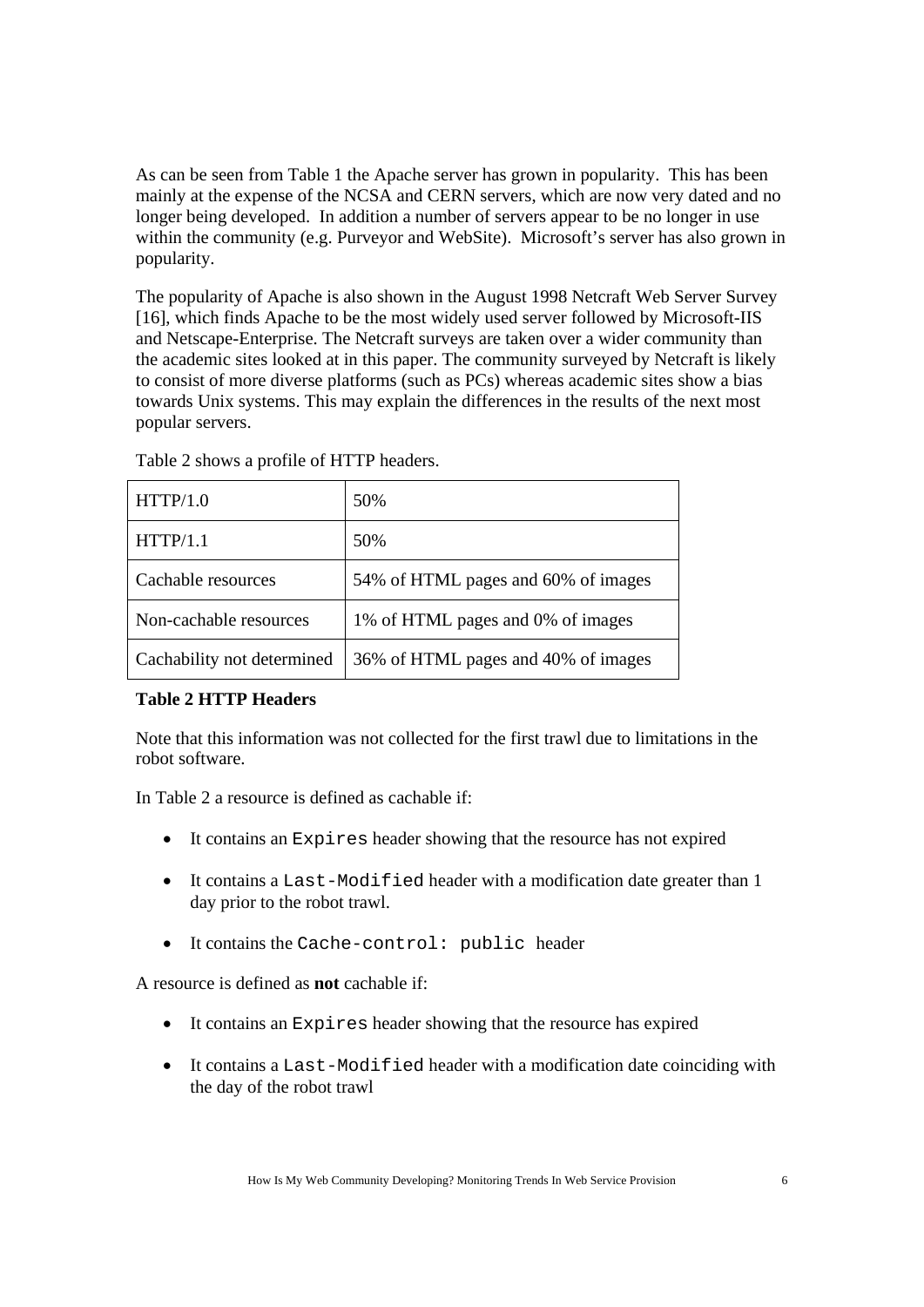As can be seen from Table 1 the Apache server has grown in popularity. This has been mainly at the expense of the NCSA and CERN servers, which are now very dated and no longer being developed. In addition a number of servers appear to be no longer in use within the community (e.g. Purveyor and WebSite). Microsoft's server has also grown in popularity.

The popularity of Apache is also shown in the August 1998 Netcraft Web Server Survey [16], which finds Apache to be the most widely used server followed by Microsoft-IIS and Netscape-Enterprise. The Netcraft surveys are taken over a wider community than the academic sites looked at in this paper. The community surveyed by Netcraft is likely to consist of more diverse platforms (such as PCs) whereas academic sites show a bias towards Unix systems. This may explain the differences in the results of the next most popular servers.

Table 2 shows a profile of HTTP headers.

| | |
|---|---|
| HTTP/1.0 | 50% |
| HTTP/1.1 | 50% |
| Cachable resources | 54% of HTML pages and 60% of images |
| Non-cachable resources | 1% of HTML pages and 0% of images |
| Cachability not determined | 36% of HTML pages and 40% of images |

**Table 2 HTTP Headers**

Note that this information was not collected for the first trawl due to limitations in the robot software.

In Table 2 a resource is defined as cachable if:

- It contains an `Expires` header showing that the resource has not expired
- It contains a `Last-Modified` header with a modification date greater than 1 day prior to the robot trawl.
- It contains the `Cache-control: public` header

A resource is defined as **not** cachable if:

- It contains an `Expires` header showing that the resource has expired
- It contains a `Last-Modified` header with a modification date coinciding with the day of the robot trawl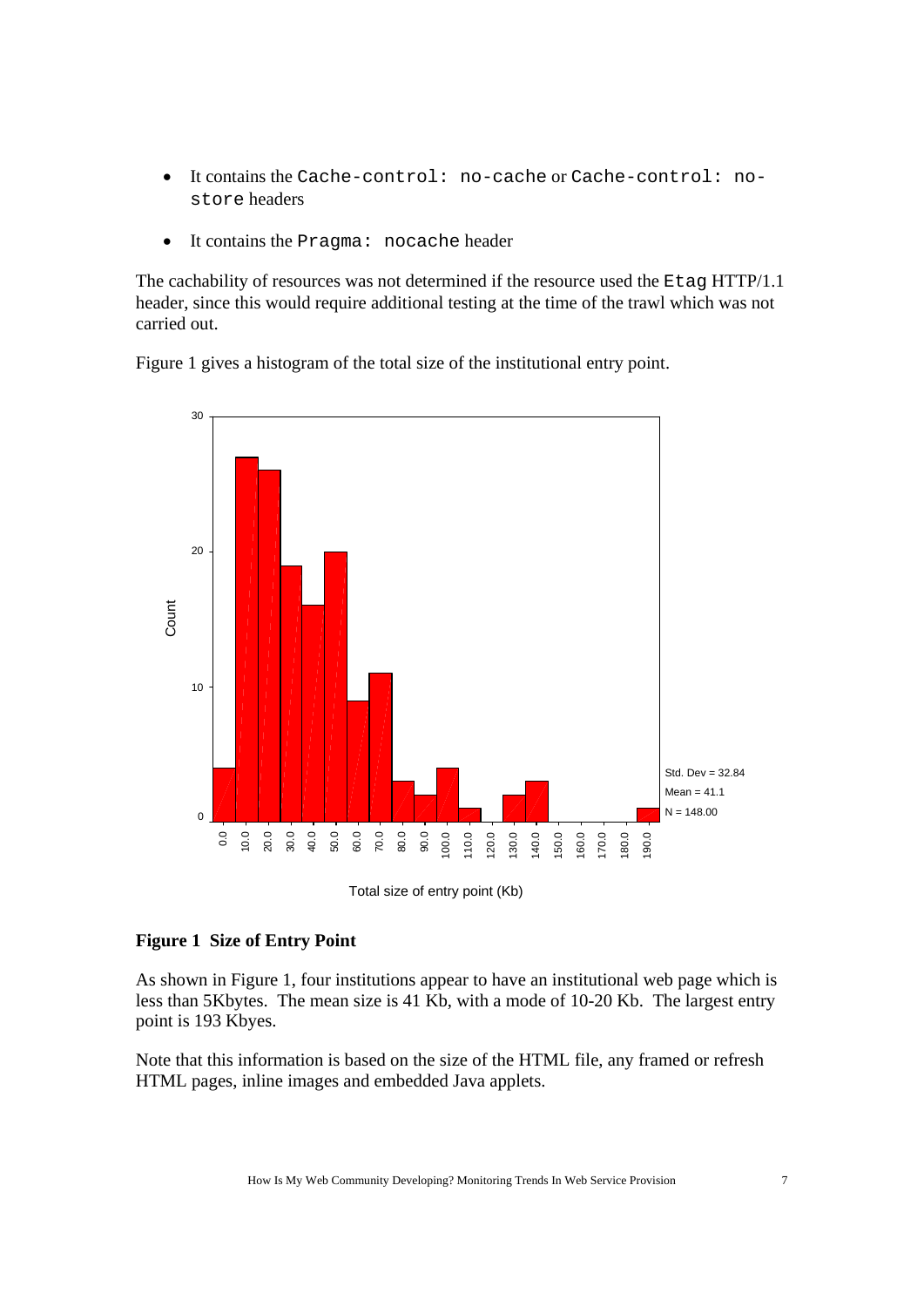- It contains the `Cache-control: no-cache` or `Cache-control: no-store` headers
- It contains the `Pragma: nocache` header

The cachability of resources was not determined if the resource used the `Etag` HTTP/1.1 header, since this would require additional testing at the time of the trawl which was not carried out.

Figure 1 gives a histogram of the total size of the institutional entry point.

**Figure 1 Size of Entry Point**

As shown in Figure 1, four institutions appear to have an institutional web page which is less than 5Kbytes. The mean size is 41 Kb, with a mode of 10-20 Kb. The largest entry point is 193 Kbyes.

Note that this information is based on the size of the HTML file, any framed or refresh HTML pages, inline images and embedded Java applets.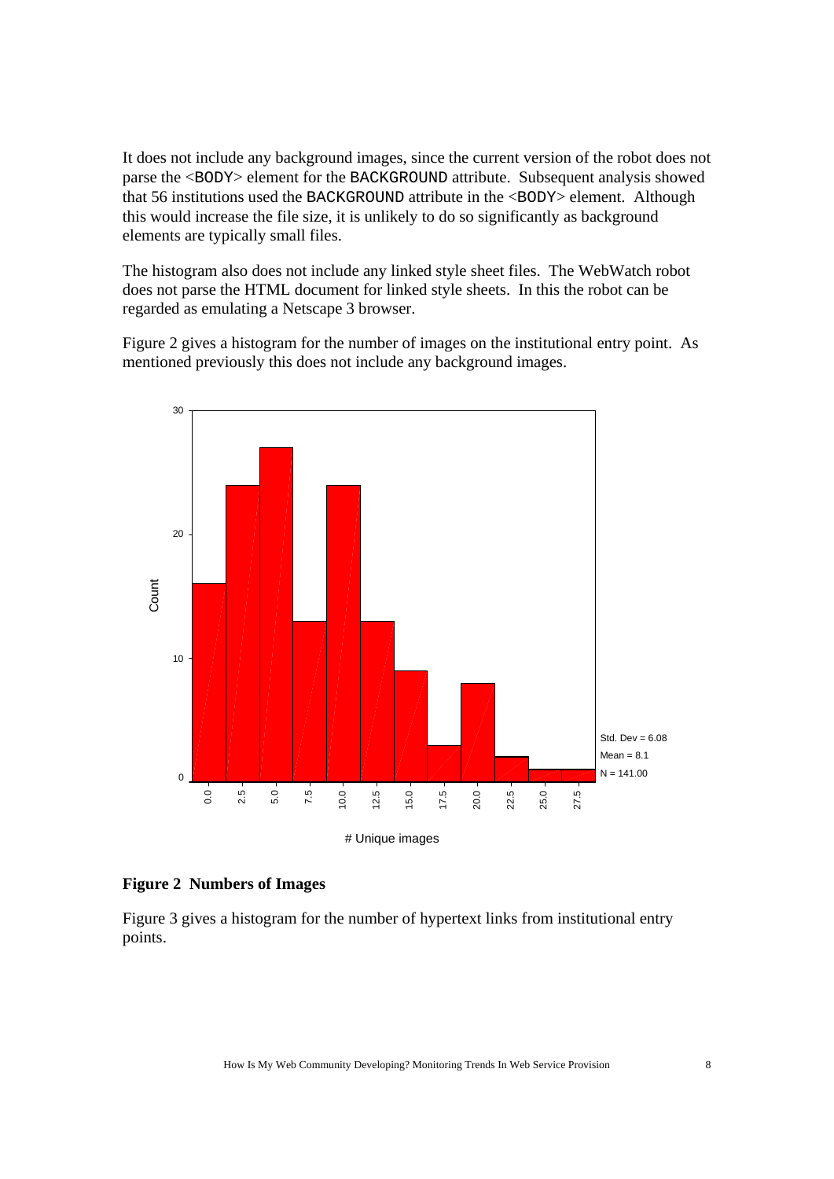It does not include any background images, since the current version of the robot does not parse the <BODY> element for the BACKGROUND attribute. Subsequent analysis showed that 56 institutions used the BACKGROUND attribute in the <BODY> element. Although this would increase the file size, it is unlikely to do so significantly as background elements are typically small files.

The histogram also does not include any linked style sheet files. The WebWatch robot does not parse the HTML document for linked style sheets. In this the robot can be regarded as emulating a Netscape 3 browser.

Figure 2 gives a histogram for the number of images on the institutional entry point. As mentioned previously this does not include any background images.

**Figure 2 Numbers of Images**

Figure 3 gives a histogram for the number of hypertext links from institutional entry points.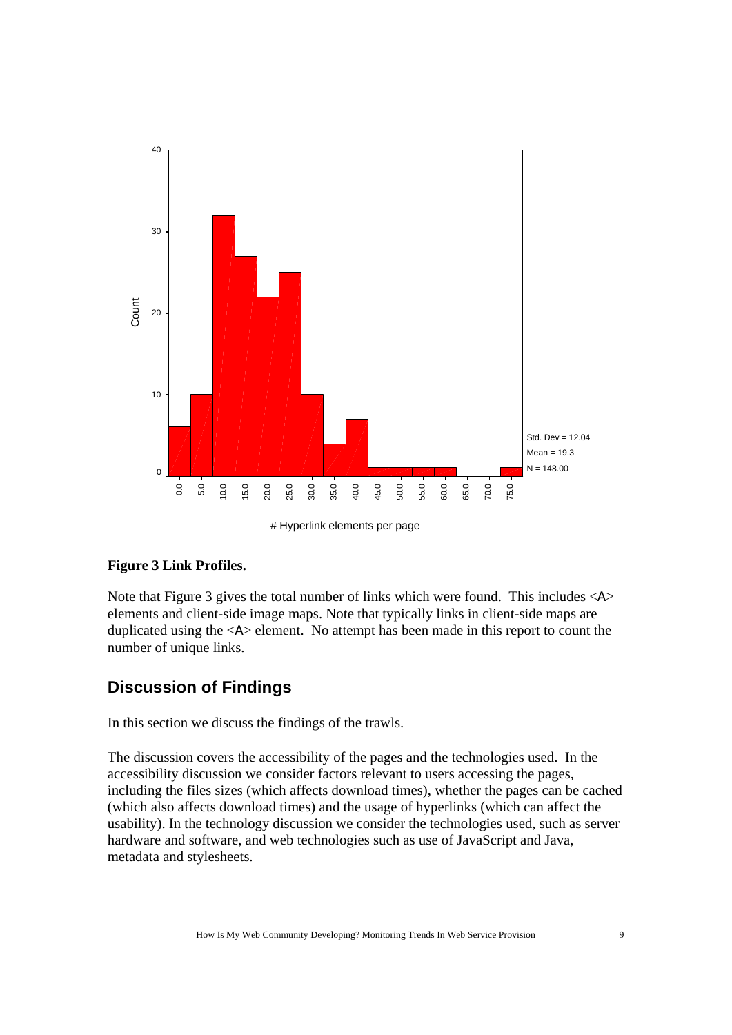**Figure 3 Link Profiles.**

Note that Figure 3 gives the total number of links which were found. This includes <A> elements and client-side image maps. Note that typically links in client-side maps are duplicated using the <A> element. No attempt has been made in this report to count the number of unique links.

## Discussion of Findings

In this section we discuss the findings of the trawls.

The discussion covers the accessibility of the pages and the technologies used. In the accessibility discussion we consider factors relevant to users accessing the pages, including the files sizes (which affects download times), whether the pages can be cached (which also affects download times) and the usage of hyperlinks (which can affect the usability). In the technology discussion we consider the technologies used, such as server hardware and software, and web technologies such as use of JavaScript and Java, metadata and stylesheets.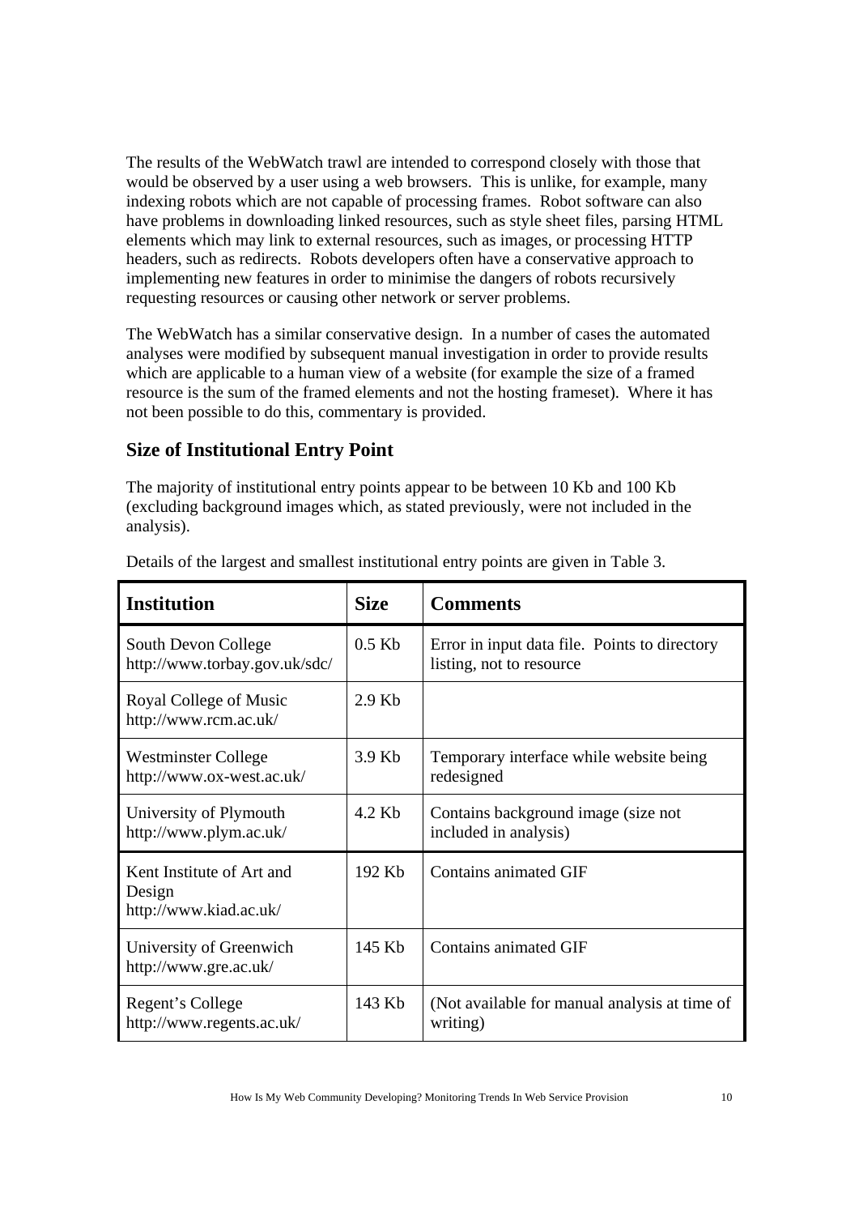The results of the WebWatch trawl are intended to correspond closely with those that would be observed by a user using a web browsers. This is unlike, for example, many indexing robots which are not capable of processing frames. Robot software can also have problems in downloading linked resources, such as style sheet files, parsing HTML elements which may link to external resources, such as images, or processing HTTP headers, such as redirects. Robots developers often have a conservative approach to implementing new features in order to minimise the dangers of robots recursively requesting resources or causing other network or server problems.

The WebWatch has a similar conservative design. In a number of cases the automated analyses were modified by subsequent manual investigation in order to provide results which are applicable to a human view of a website (for example the size of a framed resource is the sum of the framed elements and not the hosting frameset). Where it has not been possible to do this, commentary is provided.

## Size of Institutional Entry Point

The majority of institutional entry points appear to be between 10 Kb and 100 Kb (excluding background images which, as stated previously, were not included in the analysis).

Details of the largest and smallest institutional entry points are given in Table 3.

| Institution | Size | Comments |
|---|---|---|
| South Devon College http://www.torbay.gov.uk/sdc/ | 0.5 Kb | Error in input data file. Points to directory listing, not to resource |
| Royal College of Music http://www.rcm.ac.uk/ | 2.9 Kb | |
| Westminster College http://www.ox-west.ac.uk/ | 3.9 Kb | Temporary interface while website being redesigned |
| University of Plymouth http://www.plym.ac.uk/ | 4.2 Kb | Contains background image (size not included in analysis) |
| Kent Institute of Art and Design http://www.kiad.ac.uk/ | 192 Kb | Contains animated GIF |
| University of Greenwich http://www.gre.ac.uk/ | 145 Kb | Contains animated GIF |
| Regent's College http://www.regents.ac.uk/ | 143 Kb | (Not available for manual analysis at time of writing) |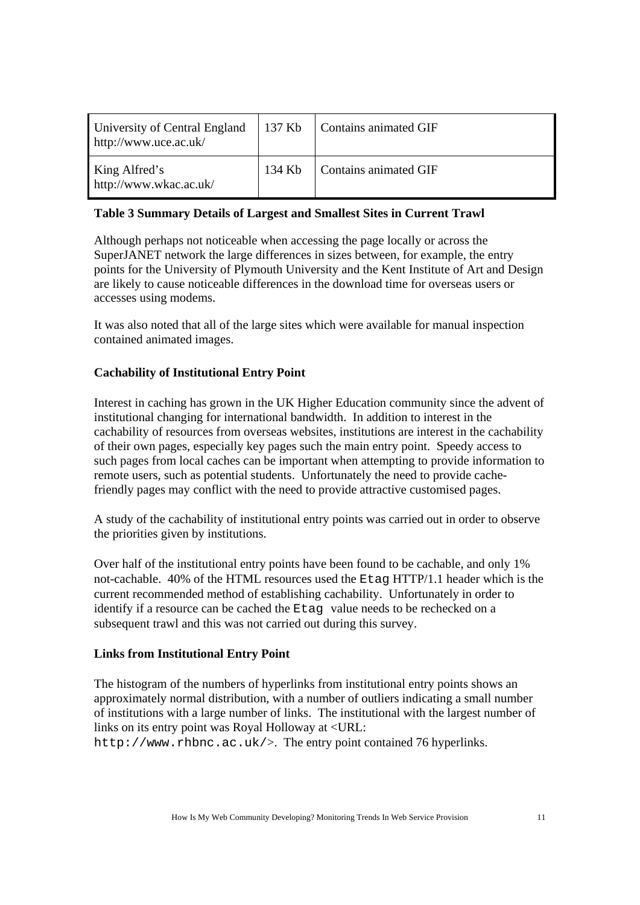| | | |
|---|---|---|
| University of Central England http://www.uce.ac.uk/ | 137 Kb | Contains animated GIF |
| King Alfred's http://www.wkac.ac.uk/ | 134 Kb | Contains animated GIF |

**Table 3 Summary Details of Largest and Smallest Sites in Current Trawl**

Although perhaps not noticeable when accessing the page locally or across the SuperJANET network the large differences in sizes between, for example, the entry points for the University of Plymouth University and the Kent Institute of Art and Design are likely to cause noticeable differences in the download time for overseas users or accesses using modems.

It was also noted that all of the large sites which were available for manual inspection contained animated images.

**Cachability of Institutional Entry Point**

Interest in caching has grown in the UK Higher Education community since the advent of institutional changing for international bandwidth. In addition to interest in the cachability of resources from overseas websites, institutions are interest in the cachability of their own pages, especially key pages such the main entry point. Speedy access to such pages from local caches can be important when attempting to provide information to remote users, such as potential students. Unfortunately the need to provide cache-friendly pages may conflict with the need to provide attractive customised pages.

A study of the cachability of institutional entry points was carried out in order to observe the priorities given by institutions.

Over half of the institutional entry points have been found to be cachable, and only 1% not-cachable. 40% of the HTML resources used the `Etag` HTTP/1.1 header which is the current recommended method of establishing cachability. Unfortunately in order to identify if a resource can be cached the `Etag` value needs to be rechecked on a subsequent trawl and this was not carried out during this survey.

**Links from Institutional Entry Point**

The histogram of the numbers of hyperlinks from institutional entry points shows an approximately normal distribution, with a number of outliers indicating a small number of institutions with a large number of links. The institutional with the largest number of links on its entry point was Royal Holloway at <URL: `http://www.rhbnc.ac.uk/`>. The entry point contained 76 hyperlinks.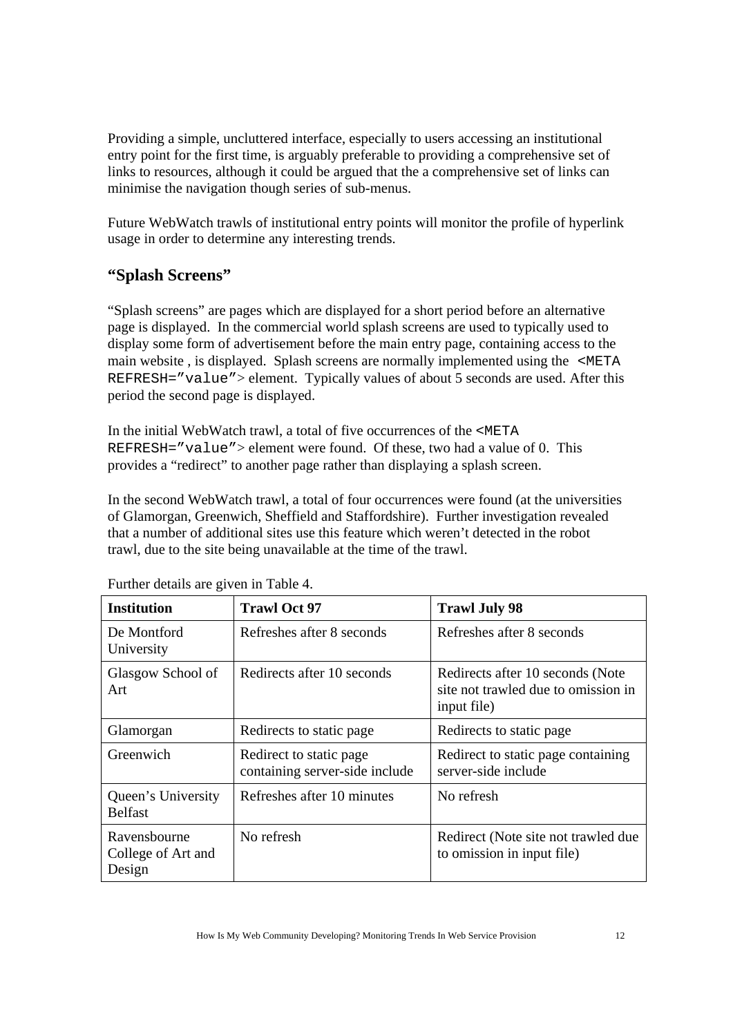Providing a simple, uncluttered interface, especially to users accessing an institutional entry point for the first time, is arguably preferable to providing a comprehensive set of links to resources, although it could be argued that the a comprehensive set of links can minimise the navigation though series of sub-menus.

Future WebWatch trawls of institutional entry points will monitor the profile of hyperlink usage in order to determine any interesting trends.

## "Splash Screens"

"Splash screens" are pages which are displayed for a short period before an alternative page is displayed. In the commercial world splash screens are used to typically used to display some form of advertisement before the main entry page, containing access to the main website , is displayed. Splash screens are normally implemented using the `<META REFRESH="value">` element. Typically values of about 5 seconds are used. After this period the second page is displayed.

In the initial WebWatch trawl, a total of five occurrences of the `<META REFRESH="value">` element were found. Of these, two had a value of 0. This provides a "redirect" to another page rather than displaying a splash screen.

In the second WebWatch trawl, a total of four occurrences were found (at the universities of Glamorgan, Greenwich, Sheffield and Staffordshire). Further investigation revealed that a number of additional sites use this feature which weren't detected in the robot trawl, due to the site being unavailable at the time of the trawl.

Further details are given in Table 4.

| **Institution** | **Trawl Oct 97** | **Trawl July 98** |
|---|---|---|
| De Montford University | Refreshes after 8 seconds | Refreshes after 8 seconds |
| Glasgow School of Art | Redirects after 10 seconds | Redirects after 10 seconds (Note site not trawled due to omission in input file) |
| Glamorgan | Redirects to static page | Redirects to static page |
| Greenwich | Redirect to static page containing server-side include | Redirect to static page containing server-side include |
| Queen's University Belfast | Refreshes after 10 minutes | No refresh |
| Ravensbourne College of Art and Design | No refresh | Redirect (Note site not trawled due to omission in input file) |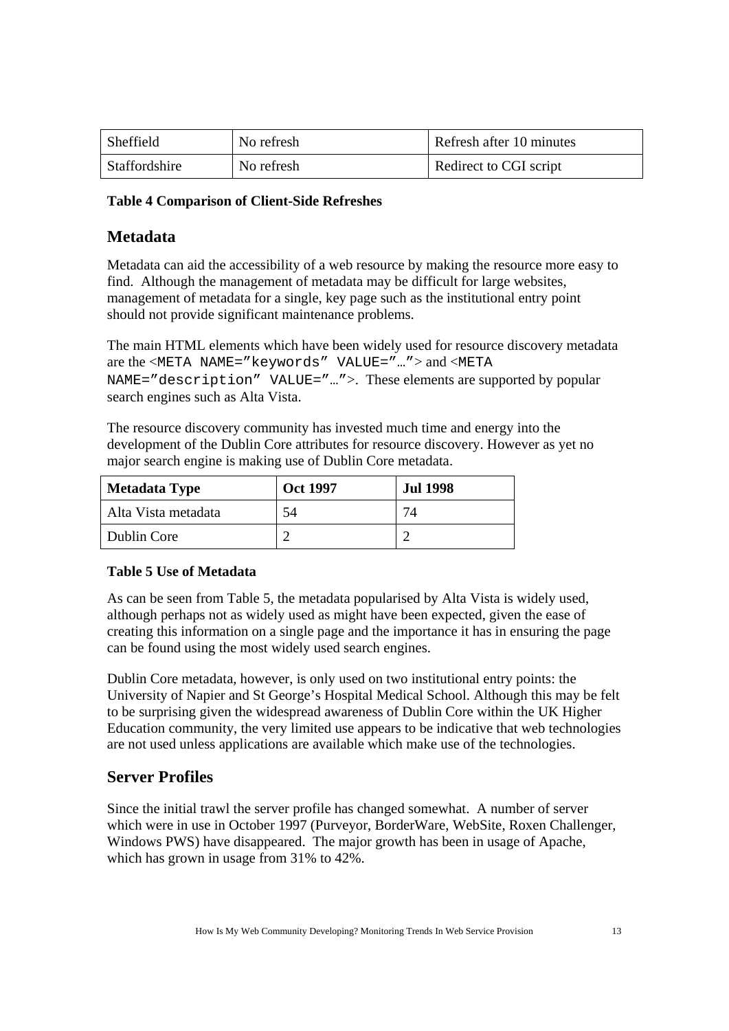| Sheffield | No refresh | Refresh after 10 minutes |
| --- | --- | --- |
| Staffordshire | No refresh | Redirect to CGI script |

**Table 4 Comparison of Client-Side Refreshes**

## Metadata

Metadata can aid the accessibility of a web resource by making the resource more easy to find. Although the management of metadata may be difficult for large websites, management of metadata for a single, key page such as the institutional entry point should not provide significant maintenance problems.

The main HTML elements which have been widely used for resource discovery metadata are the `<META NAME="keywords" VALUE="…">` and `<META NAME="description" VALUE="…">`. These elements are supported by popular search engines such as Alta Vista.

The resource discovery community has invested much time and energy into the development of the Dublin Core attributes for resource discovery. However as yet no major search engine is making use of Dublin Core metadata.

| Metadata Type | Oct 1997 | Jul 1998 |
| --- | --- | --- |
| Alta Vista metadata | 54 | 74 |
| Dublin Core | 2 | 2 |

**Table 5 Use of Metadata**

As can be seen from Table 5, the metadata popularised by Alta Vista is widely used, although perhaps not as widely used as might have been expected, given the ease of creating this information on a single page and the importance it has in ensuring the page can be found using the most widely used search engines.

Dublin Core metadata, however, is only used on two institutional entry points: the University of Napier and St George's Hospital Medical School. Although this may be felt to be surprising given the widespread awareness of Dublin Core within the UK Higher Education community, the very limited use appears to be indicative that web technologies are not used unless applications are available which make use of the technologies.

## Server Profiles

Since the initial trawl the server profile has changed somewhat. A number of server which were in use in October 1997 (Purveyor, BorderWare, WebSite, Roxen Challenger, Windows PWS) have disappeared. The major growth has been in usage of Apache, which has grown in usage from 31% to 42%.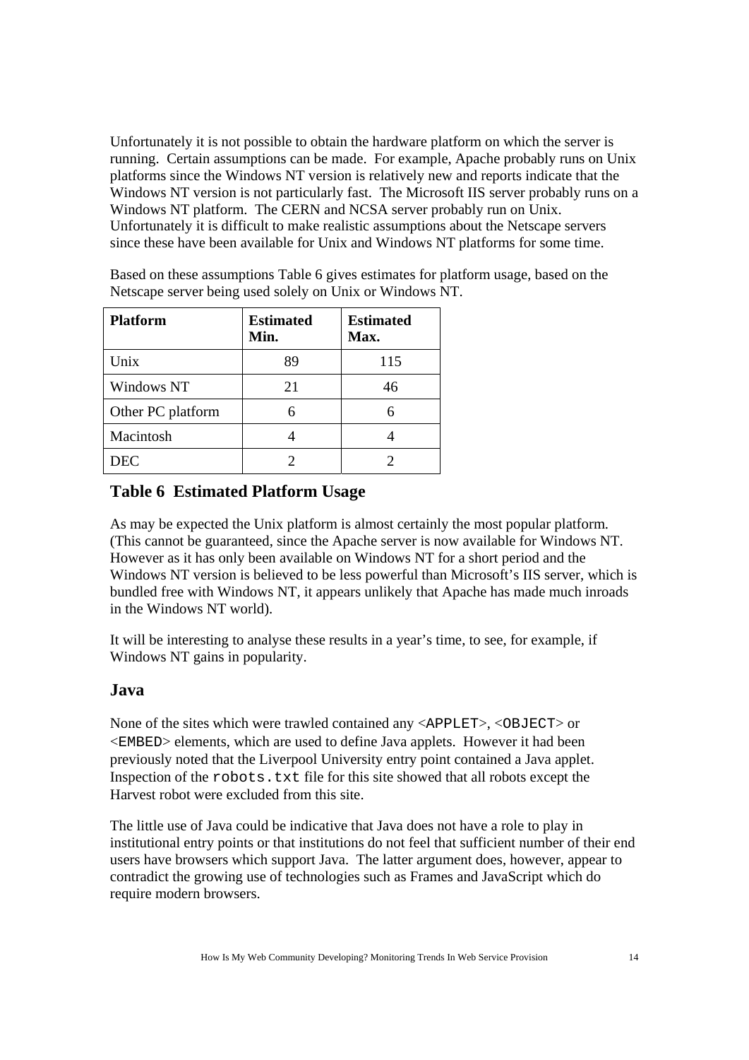Unfortunately it is not possible to obtain the hardware platform on which the server is running. Certain assumptions can be made. For example, Apache probably runs on Unix platforms since the Windows NT version is relatively new and reports indicate that the Windows NT version is not particularly fast. The Microsoft IIS server probably runs on a Windows NT platform. The CERN and NCSA server probably run on Unix. Unfortunately it is difficult to make realistic assumptions about the Netscape servers since these have been available for Unix and Windows NT platforms for some time.

Based on these assumptions Table 6 gives estimates for platform usage, based on the Netscape server being used solely on Unix or Windows NT.

| Platform | Estimated Min. | Estimated Max. |
| --- | --- | --- |
| Unix | 89 | 115 |
| Windows NT | 21 | 46 |
| Other PC platform | 6 | 6 |
| Macintosh | 4 | 4 |
| DEC | 2 | 2 |

### Table 6 Estimated Platform Usage

As may be expected the Unix platform is almost certainly the most popular platform. (This cannot be guaranteed, since the Apache server is now available for Windows NT. However as it has only been available on Windows NT for a short period and the Windows NT version is believed to be less powerful than Microsoft's IIS server, which is bundled free with Windows NT, it appears unlikely that Apache has made much inroads in the Windows NT world).

It will be interesting to analyse these results in a year's time, to see, for example, if Windows NT gains in popularity.

## Java

None of the sites which were trawled contained any `<APPLET>`, `<OBJECT>` or `<EMBED>` elements, which are used to define Java applets. However it had been previously noted that the Liverpool University entry point contained a Java applet. Inspection of the `robots.txt` file for this site showed that all robots except the Harvest robot were excluded from this site.

The little use of Java could be indicative that Java does not have a role to play in institutional entry points or that institutions do not feel that sufficient number of their end users have browsers which support Java. The latter argument does, however, appear to contradict the growing use of technologies such as Frames and JavaScript which do require modern browsers.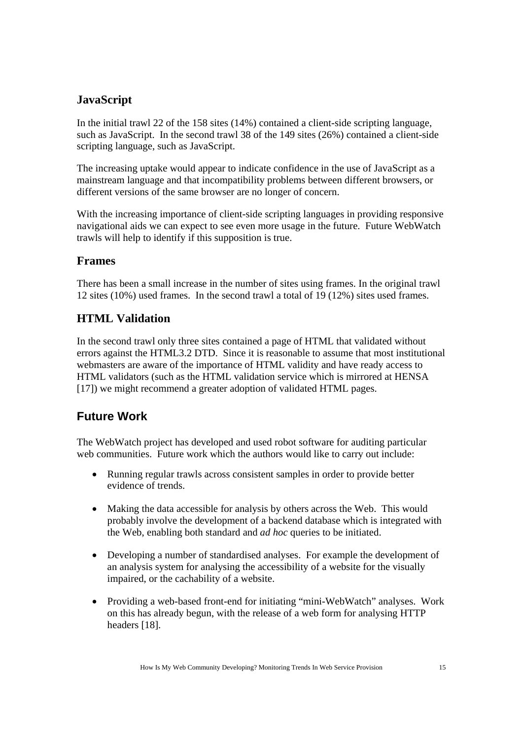## JavaScript

In the initial trawl 22 of the 158 sites (14%) contained a client-side scripting language, such as JavaScript. In the second trawl 38 of the 149 sites (26%) contained a client-side scripting language, such as JavaScript.

The increasing uptake would appear to indicate confidence in the use of JavaScript as a mainstream language and that incompatibility problems between different browsers, or different versions of the same browser are no longer of concern.

With the increasing importance of client-side scripting languages in providing responsive navigational aids we can expect to see even more usage in the future. Future WebWatch trawls will help to identify if this supposition is true.

## Frames

There has been a small increase in the number of sites using frames. In the original trawl 12 sites (10%) used frames. In the second trawl a total of 19 (12%) sites used frames.

## HTML Validation

In the second trawl only three sites contained a page of HTML that validated without errors against the HTML3.2 DTD. Since it is reasonable to assume that most institutional webmasters are aware of the importance of HTML validity and have ready access to HTML validators (such as the HTML validation service which is mirrored at HENSA [17]) we might recommend a greater adoption of validated HTML pages.

# Future Work

The WebWatch project has developed and used robot software for auditing particular web communities. Future work which the authors would like to carry out include:

- Running regular trawls across consistent samples in order to provide better evidence of trends.
- Making the data accessible for analysis by others across the Web. This would probably involve the development of a backend database which is integrated with the Web, enabling both standard and *ad hoc* queries to be initiated.
- Developing a number of standardised analyses. For example the development of an analysis system for analysing the accessibility of a website for the visually impaired, or the cachability of a website.
- Providing a web-based front-end for initiating "mini-WebWatch" analyses. Work on this has already begun, with the release of a web form for analysing HTTP headers [18].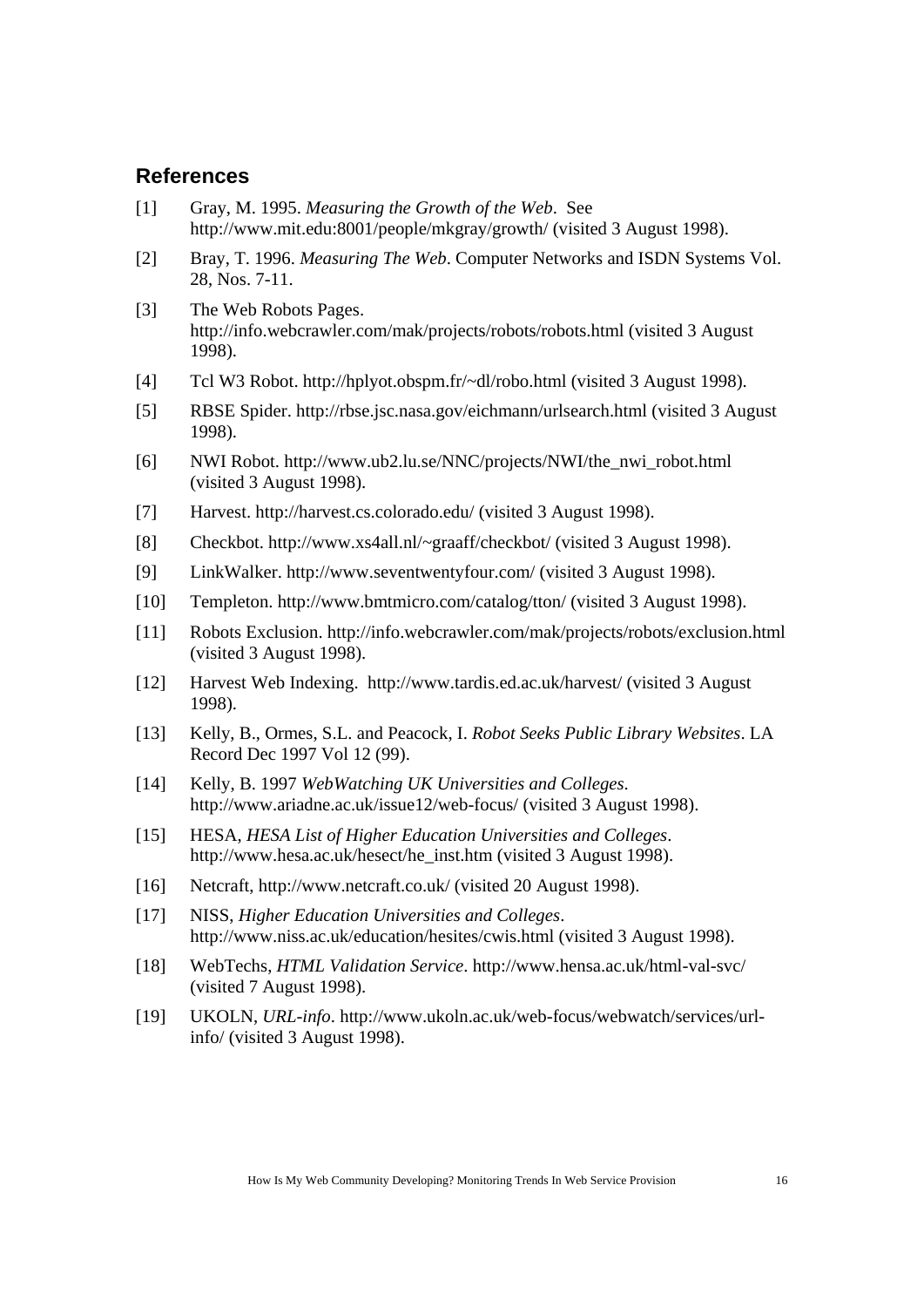## References

[1] Gray, M. 1995. *Measuring the Growth of the Web*. See http://www.mit.edu:8001/people/mkgray/growth/ (visited 3 August 1998).

[2] Bray, T. 1996. *Measuring The Web*. Computer Networks and ISDN Systems Vol. 28, Nos. 7-11.

[3] The Web Robots Pages. http://info.webcrawler.com/mak/projects/robots/robots.html (visited 3 August 1998).

[4] Tcl W3 Robot. http://hplyot.obspm.fr/~dl/robo.html (visited 3 August 1998).

[5] RBSE Spider. http://rbse.jsc.nasa.gov/eichmann/urlsearch.html (visited 3 August 1998).

[6] NWI Robot. http://www.ub2.lu.se/NNC/projects/NWI/the_nwi_robot.html (visited 3 August 1998).

[7] Harvest. http://harvest.cs.colorado.edu/ (visited 3 August 1998).

[8] Checkbot. http://www.xs4all.nl/~graaff/checkbot/ (visited 3 August 1998).

[9] LinkWalker. http://www.seventwentyfour.com/ (visited 3 August 1998).

[10] Templeton. http://www.bmtmicro.com/catalog/tton/ (visited 3 August 1998).

[11] Robots Exclusion. http://info.webcrawler.com/mak/projects/robots/exclusion.html (visited 3 August 1998).

[12] Harvest Web Indexing. http://www.tardis.ed.ac.uk/harvest/ (visited 3 August 1998).

[13] Kelly, B., Ormes, S.L. and Peacock, I. *Robot Seeks Public Library Websites*. LA Record Dec 1997 Vol 12 (99).

[14] Kelly, B. 1997 *WebWatching UK Universities and Colleges*. http://www.ariadne.ac.uk/issue12/web-focus/ (visited 3 August 1998).

[15] HESA, *HESA List of Higher Education Universities and Colleges*. http://www.hesa.ac.uk/hesect/he_inst.htm (visited 3 August 1998).

[16] Netcraft, http://www.netcraft.co.uk/ (visited 20 August 1998).

[17] NISS, *Higher Education Universities and Colleges*. http://www.niss.ac.uk/education/hesites/cwis.html (visited 3 August 1998).

[18] WebTechs, *HTML Validation Service*. http://www.hensa.ac.uk/html-val-svc/ (visited 7 August 1998).

[19] UKOLN, *URL-info*. http://www.ukoln.ac.uk/web-focus/webwatch/services/url-info/ (visited 3 August 1998).